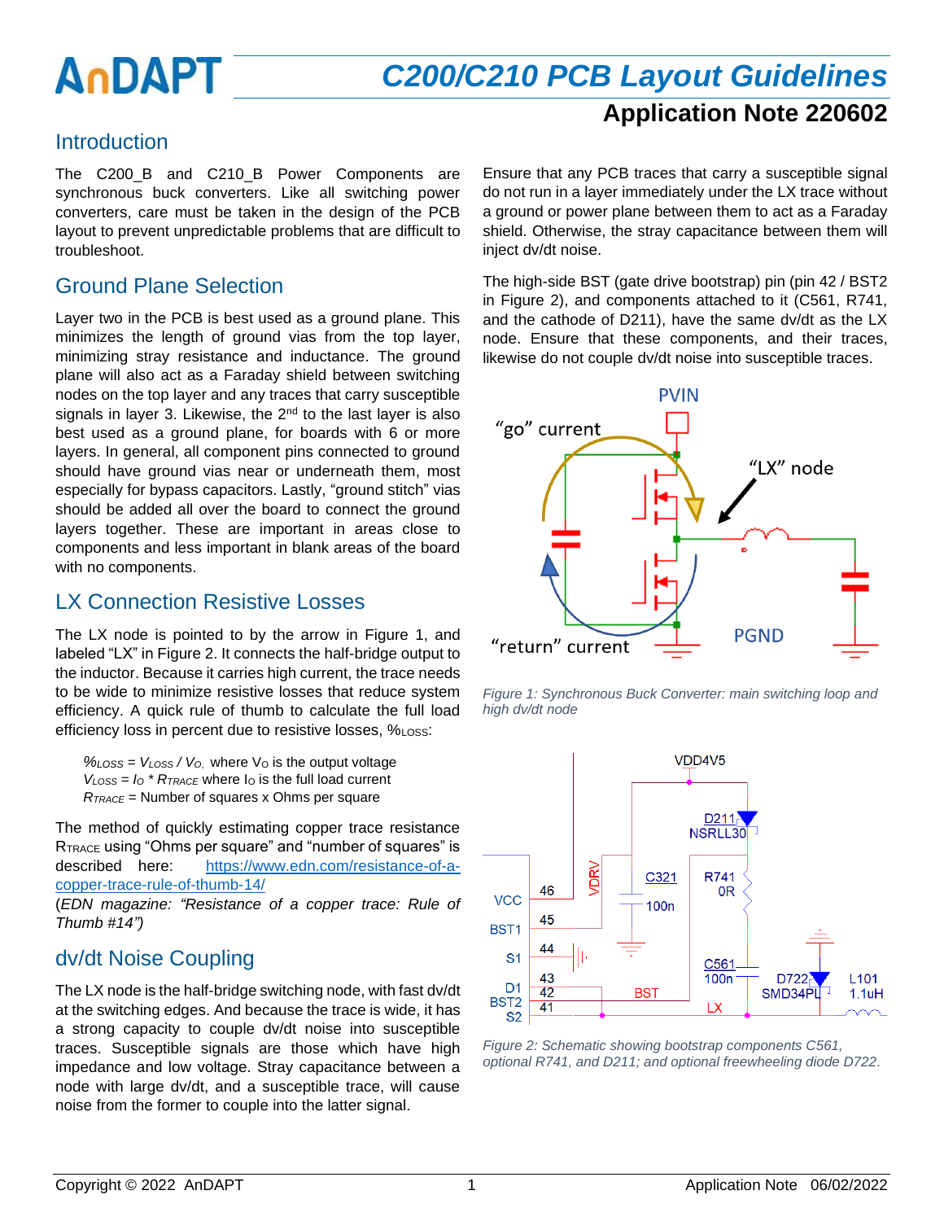# C200/C210 PCB Layout Guidelines

## Application Note 220602

## Introduction

The C200_B and C210_B Power Components are synchronous buck converters. Like all switching power converters, care must be taken in the design of the PCB layout to prevent unpredictable problems that are difficult to troubleshoot.

## Ground Plane Selection

Layer two in the PCB is best used as a ground plane. This minimizes the length of ground vias from the top layer, minimizing stray resistance and inductance. The ground plane will also act as a Faraday shield between switching nodes on the top layer and any traces that carry susceptible signals in layer 3. Likewise, the 2nd to the last layer is also best used as a ground plane, for boards with 6 or more layers. In general, all component pins connected to ground should have ground vias near or underneath them, most especially for bypass capacitors. Lastly, "ground stitch" vias should be added all over the board to connect the ground layers together. These are important in areas close to components and less important in blank areas of the board with no components.

## LX Connection Resistive Losses

The LX node is pointed to by the arrow in Figure 1, and labeled "LX" in Figure 2. It connects the half-bridge output to the inductor. Because it carries high current, the trace needs to be wide to minimize resistive losses that reduce system efficiency. A quick rule of thumb to calculate the full load efficiency loss in percent due to resistive losses, $\%_{LOSS}$:

> $\%_{LOSS} = V_{LOSS} / V_O$, where $V_O$ is the output voltage
> $V_{LOSS} = I_O * R_{TRACE}$ where $I_O$ is the full load current
> $R_{TRACE}$ = Number of squares x Ohms per square

The method of quickly estimating copper trace resistance $R_{TRACE}$ using "Ohms per square" and "number of squares" is described here: https://www.edn.com/resistance-of-a-copper-trace-rule-of-thumb-14/
(*EDN magazine: "Resistance of a copper trace: Rule of Thumb #14"*)

## dv/dt Noise Coupling

The LX node is the half-bridge switching node, with fast dv/dt at the switching edges. And because the trace is wide, it has a strong capacity to couple dv/dt noise into susceptible traces. Susceptible signals are those which have high impedance and low voltage. Stray capacitance between a node with large dv/dt, and a susceptible trace, will cause noise from the former to couple into the latter signal.

Ensure that any PCB traces that carry a susceptible signal do not run in a layer immediately under the LX trace without a ground or power plane between them to act as a Faraday shield. Otherwise, the stray capacitance between them will inject dv/dt noise.

The high-side BST (gate drive bootstrap) pin (pin 42 / BST2 in Figure 2), and components attached to it (C561, R741, and the cathode of D211), have the same dv/dt as the LX node. Ensure that these components, and their traces, likewise do not couple dv/dt noise into susceptible traces.

*Figure 1: Synchronous Buck Converter: main switching loop and high dv/dt node*

*Figure 2: Schematic showing bootstrap components C561, optional R741, and D211; and optional freewheeling diode D722.*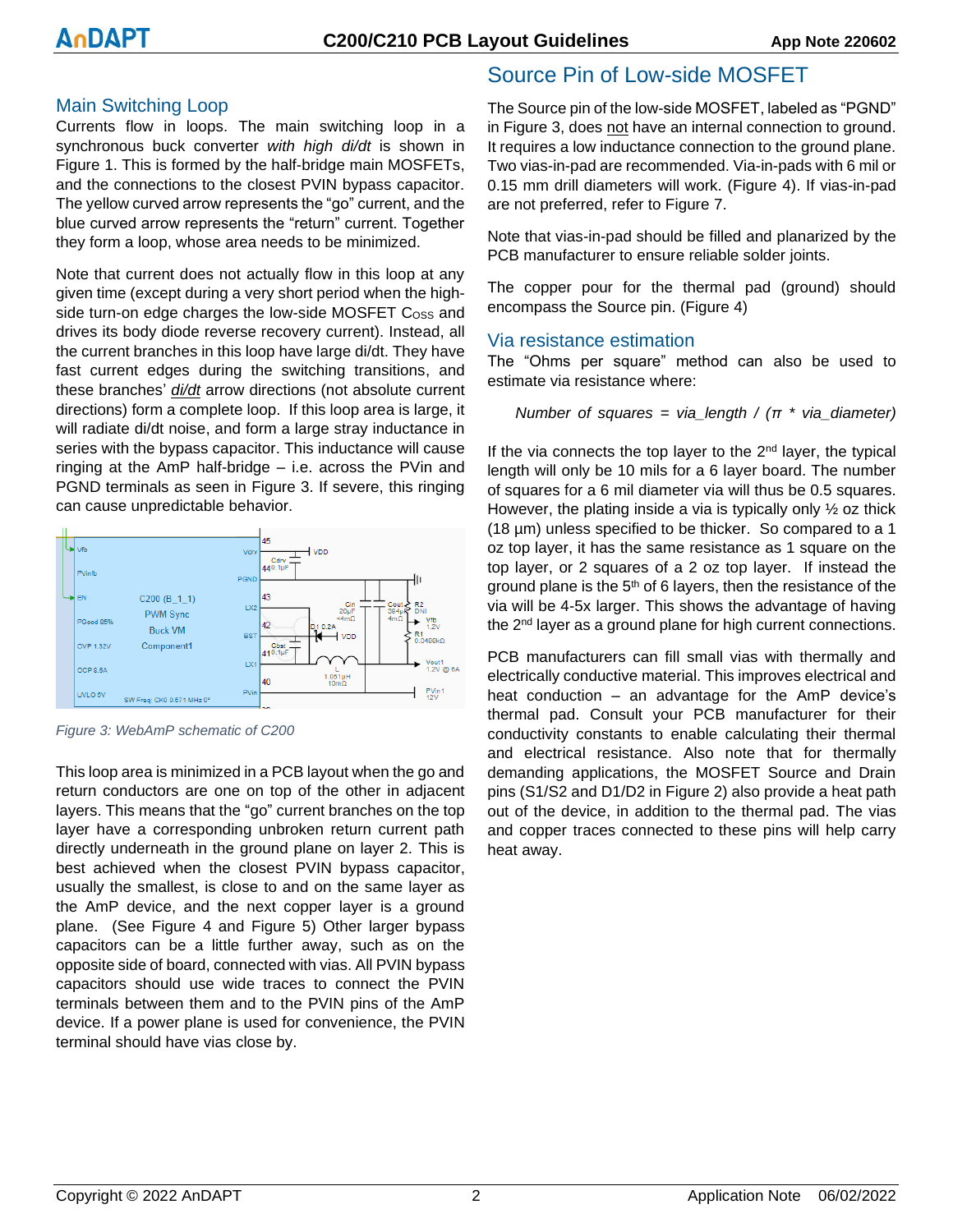## Main Switching Loop

Currents flow in loops. The main switching loop in a synchronous buck converter *with high di/dt* is shown in Figure 1. This is formed by the half-bridge main MOSFETs, and the connections to the closest PVIN bypass capacitor. The yellow curved arrow represents the "go" current, and the blue curved arrow represents the "return" current. Together they form a loop, whose area needs to be minimized.

Note that current does not actually flow in this loop at any given time (except during a very short period when the high-side turn-on edge charges the low-side MOSFET $C_{OSS}$ and drives its body diode reverse recovery current). Instead, all the current branches in this loop have large di/dt. They have fast current edges during the switching transitions, and these branches' *di/dt* arrow directions (not absolute current directions) form a complete loop. If this loop area is large, it will radiate di/dt noise, and form a large stray inductance in series with the bypass capacitor. This inductance will cause ringing at the AmP half-bridge – i.e. across the PVin and PGND terminals as seen in Figure 3. If severe, this ringing can cause unpredictable behavior.

*Figure 3: WebAmP schematic of C200*

This loop area is minimized in a PCB layout when the go and return conductors are one on top of the other in adjacent layers. This means that the "go" current branches on the top layer have a corresponding unbroken return current path directly underneath in the ground plane on layer 2. This is best achieved when the closest PVIN bypass capacitor, usually the smallest, is close to and on the same layer as the AmP device, and the next copper layer is a ground plane. (See Figure 4 and Figure 5) Other larger bypass capacitors can be a little further away, such as on the opposite side of board, connected with vias. All PVIN bypass capacitors should use wide traces to connect the PVIN terminals between them and to the PVIN pins of the AmP device. If a power plane is used for convenience, the PVIN terminal should have vias close by.

## Source Pin of Low-side MOSFET

The Source pin of the low-side MOSFET, labeled as "PGND" in Figure 3, does not have an internal connection to ground. It requires a low inductance connection to the ground plane. Two vias-in-pad are recommended. Via-in-pads with 6 mil or 0.15 mm drill diameters will work. (Figure 4). If vias-in-pad are not preferred, refer to Figure 7.

Note that vias-in-pad should be filled and planarized by the PCB manufacturer to ensure reliable solder joints.

The copper pour for the thermal pad (ground) should encompass the Source pin. (Figure 4)

## Via resistance estimation

The "Ohms per square" method can also be used to estimate via resistance where:

$$\text{Number of squares} = via\_length / (\pi * via\_diameter)$$

If the via connects the top layer to the 2nd layer, the typical length will only be 10 mils for a 6 layer board. The number of squares for a 6 mil diameter via will thus be 0.5 squares. However, the plating inside a via is typically only ½ oz thick (18 µm) unless specified to be thicker. So compared to a 1 oz top layer, it has the same resistance as 1 square on the top layer, or 2 squares of a 2 oz top layer. If instead the ground plane is the 5th of 6 layers, then the resistance of the via will be 4-5x larger. This shows the advantage of having the 2nd layer as a ground plane for high current connections.

PCB manufacturers can fill small vias with thermally and electrically conductive material. This improves electrical and heat conduction – an advantage for the AmP device's thermal pad. Consult your PCB manufacturer for their conductivity constants to enable calculating their thermal and electrical resistance. Also note that for thermally demanding applications, the MOSFET Source and Drain pins (S1/S2 and D1/D2 in Figure 2) also provide a heat path out of the device, in addition to the thermal pad. The vias and copper traces connected to these pins will help carry heat away.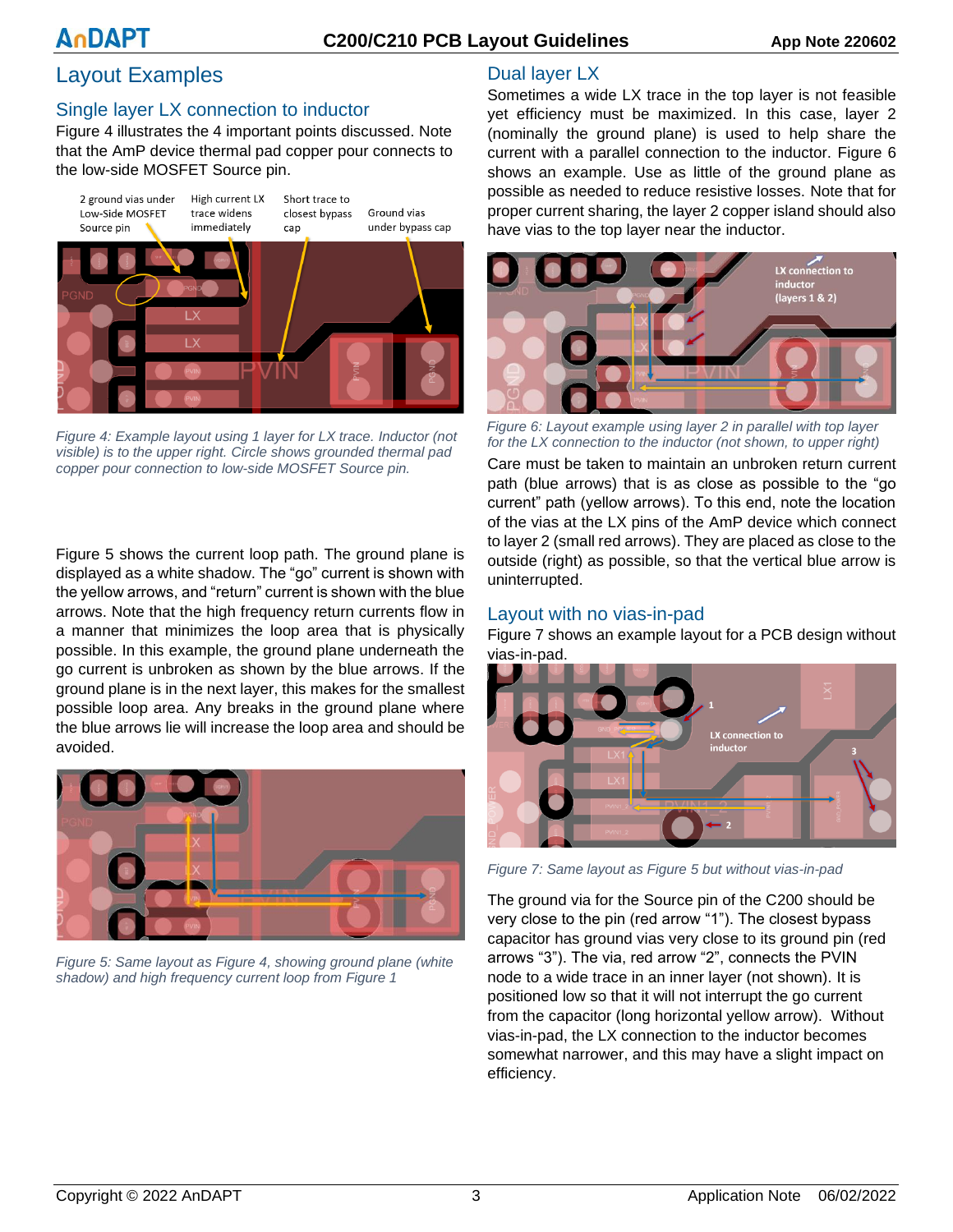## Layout Examples

### Single layer LX connection to inductor

Figure 4 illustrates the 4 important points discussed. Note that the AmP device thermal pad copper pour connects to the low-side MOSFET Source pin.

*Figure 4: Example layout using 1 layer for LX trace. Inductor (not visible) is to the upper right. Circle shows grounded thermal pad copper pour connection to low-side MOSFET Source pin.*

Figure 5 shows the current loop path. The ground plane is displayed as a white shadow. The "go" current is shown with the yellow arrows, and "return" current is shown with the blue arrows. Note that the high frequency return currents flow in a manner that minimizes the loop area that is physically possible. In this example, the ground plane underneath the go current is unbroken as shown by the blue arrows. If the ground plane is in the next layer, this makes for the smallest possible loop area. Any breaks in the ground plane where the blue arrows lie will increase the loop area and should be avoided.

*Figure 5: Same layout as Figure 4, showing ground plane (white shadow) and high frequency current loop from Figure 1*

### Dual layer LX

Sometimes a wide LX trace in the top layer is not feasible yet efficiency must be maximized. In this case, layer 2 (nominally the ground plane) is used to help share the current with a parallel connection to the inductor. Figure 6 shows an example. Use as little of the ground plane as possible as needed to reduce resistive losses. Note that for proper current sharing, the layer 2 copper island should also have vias to the top layer near the inductor.

*Figure 6: Layout example using layer 2 in parallel with top layer for the LX connection to the inductor (not shown, to upper right)*

Care must be taken to maintain an unbroken return current path (blue arrows) that is as close as possible to the "go current" path (yellow arrows). To this end, note the location of the vias at the LX pins of the AmP device which connect to layer 2 (small red arrows). They are placed as close to the outside (right) as possible, so that the vertical blue arrow is uninterrupted.

### Layout with no vias-in-pad

Figure 7 shows an example layout for a PCB design without vias-in-pad.

*Figure 7: Same layout as Figure 5 but without vias-in-pad*

The ground via for the Source pin of the C200 should be very close to the pin (red arrow "1"). The closest bypass capacitor has ground vias very close to its ground pin (red arrows "3"). The via, red arrow "2", connects the PVIN node to a wide trace in an inner layer (not shown). It is positioned low so that it will not interrupt the go current from the capacitor (long horizontal yellow arrow). Without vias-in-pad, the LX connection to the inductor becomes somewhat narrower, and this may have a slight impact on efficiency.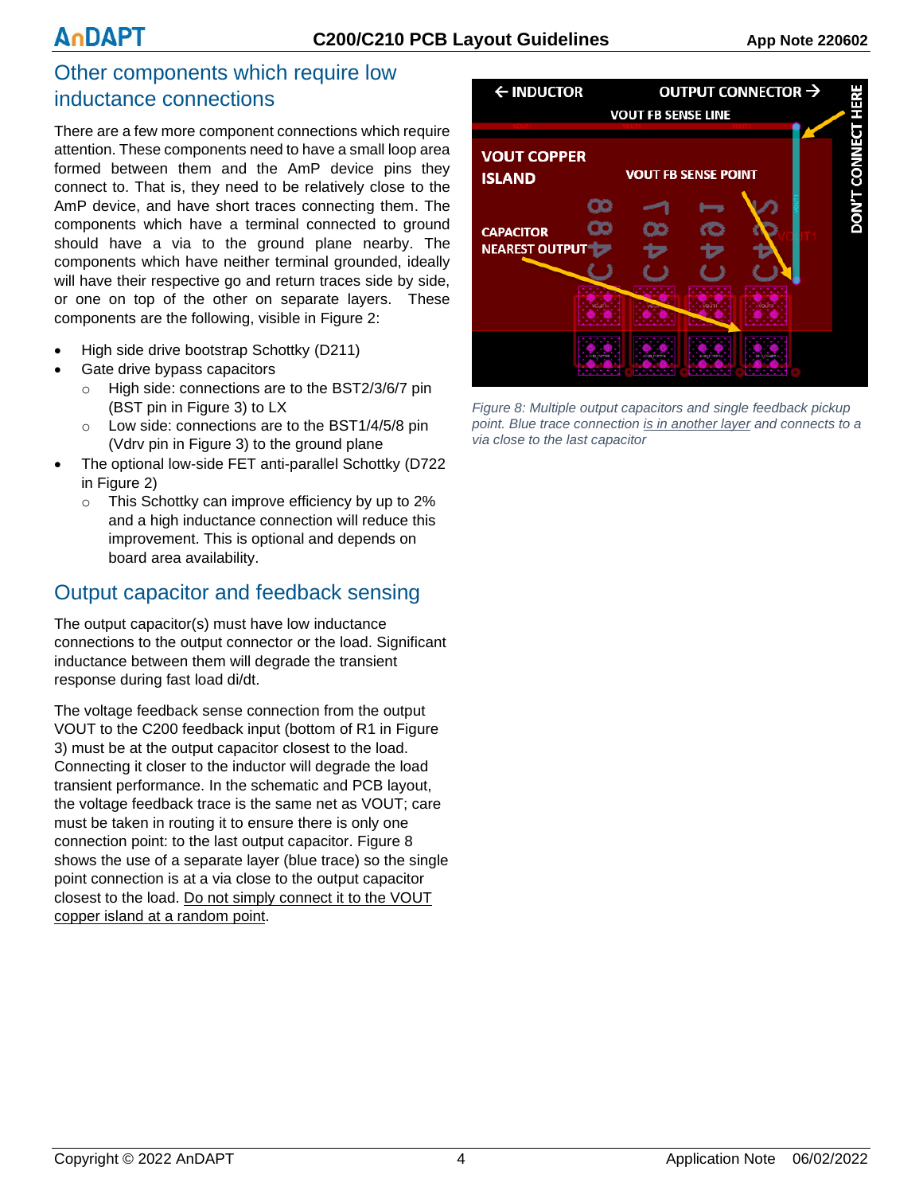## Other components which require low inductance connections

There are a few more component connections which require attention. These components need to have a small loop area formed between them and the AmP device pins they connect to. That is, they need to be relatively close to the AmP device, and have short traces connecting them. The components which have a terminal connected to ground should have a via to the ground plane nearby. The components which have neither terminal grounded, ideally will have their respective go and return traces side by side, or one on top of the other on separate layers. These components are the following, visible in Figure 2:

- High side drive bootstrap Schottky (D211)
- Gate drive bypass capacitors
  - High side: connections are to the BST2/3/6/7 pin (BST pin in Figure 3) to LX
  - Low side: connections are to the BST1/4/5/8 pin (Vdrv pin in Figure 3) to the ground plane
- The optional low-side FET anti-parallel Schottky (D722 in Figure 2)
  - This Schottky can improve efficiency by up to 2% and a high inductance connection will reduce this improvement. This is optional and depends on board area availability.

## Output capacitor and feedback sensing

The output capacitor(s) must have low inductance connections to the output connector or the load. Significant inductance between them will degrade the transient response during fast load di/dt.

The voltage feedback sense connection from the output VOUT to the C200 feedback input (bottom of R1 in Figure 3) must be at the output capacitor closest to the load. Connecting it closer to the inductor will degrade the load transient performance. In the schematic and PCB layout, the voltage feedback trace is the same net as VOUT; care must be taken in routing it to ensure there is only one connection point: to the last output capacitor. Figure 8 shows the use of a separate layer (blue trace) so the single point connection is at a via close to the output capacitor closest to the load. Do not simply connect it to the VOUT copper island at a random point.

*Figure 8: Multiple output capacitors and single feedback pickup point. Blue trace connection is in another layer and connects to a via close to the last capacitor*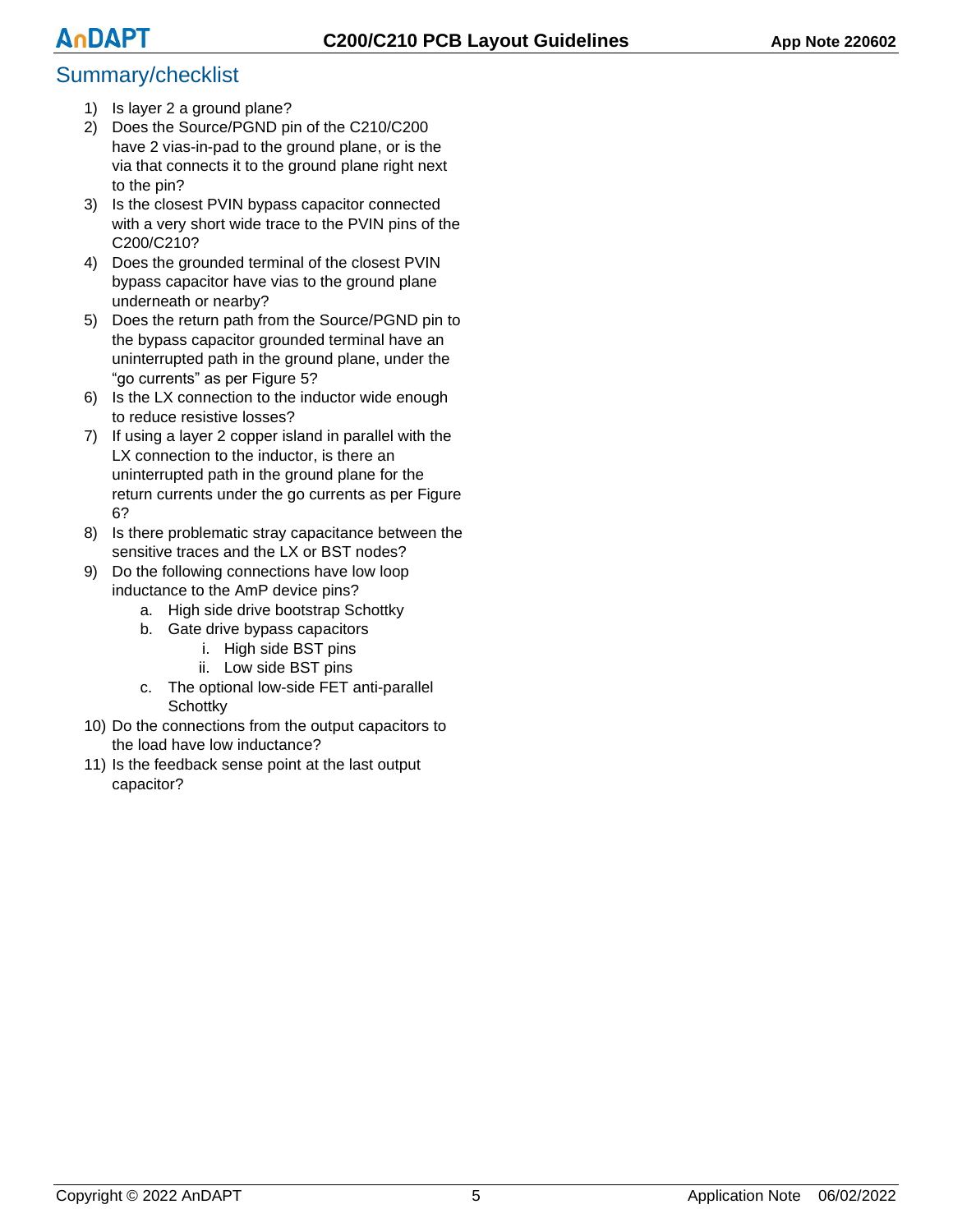## Summary/checklist

1) Is layer 2 a ground plane?
2) Does the Source/PGND pin of the C210/C200 have 2 vias-in-pad to the ground plane, or is the via that connects it to the ground plane right next to the pin?
3) Is the closest PVIN bypass capacitor connected with a very short wide trace to the PVIN pins of the C200/C210?
4) Does the grounded terminal of the closest PVIN bypass capacitor have vias to the ground plane underneath or nearby?
5) Does the return path from the Source/PGND pin to the bypass capacitor grounded terminal have an uninterrupted path in the ground plane, under the "go currents" as per Figure 5?
6) Is the LX connection to the inductor wide enough to reduce resistive losses?
7) If using a layer 2 copper island in parallel with the LX connection to the inductor, is there an uninterrupted path in the ground plane for the return currents under the go currents as per Figure 6?
8) Is there problematic stray capacitance between the sensitive traces and the LX or BST nodes?
9) Do the following connections have low loop inductance to the AmP device pins?
    a. High side drive bootstrap Schottky
    b. Gate drive bypass capacitors
        i. High side BST pins
        ii. Low side BST pins
    c. The optional low-side FET anti-parallel Schottky
10) Do the connections from the output capacitors to the load have low inductance?
11) Is the feedback sense point at the last output capacitor?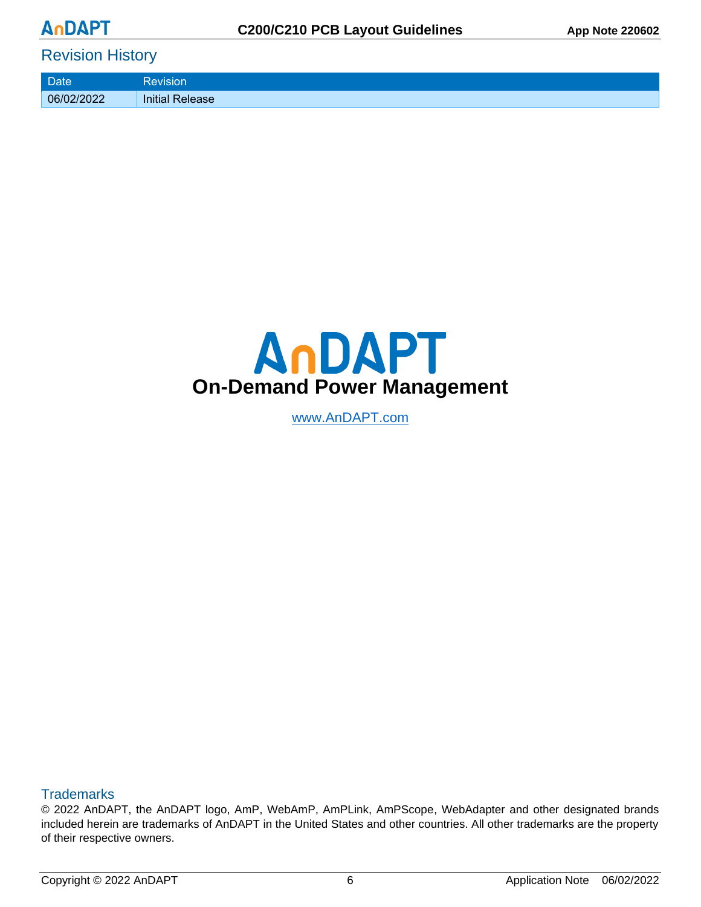## Revision History

| Date | Revision |
|---|---|
| 06/02/2022 | Initial Release |

AnDAPT

**On-Demand Power Management**

www.AnDAPT.com

## Trademarks

© 2022 AnDAPT, the AnDAPT logo, AmP, WebAmP, AmPLink, AmPScope, WebAdapter and other designated brands included herein are trademarks of AnDAPT in the United States and other countries. All other trademarks are the property of their respective owners.